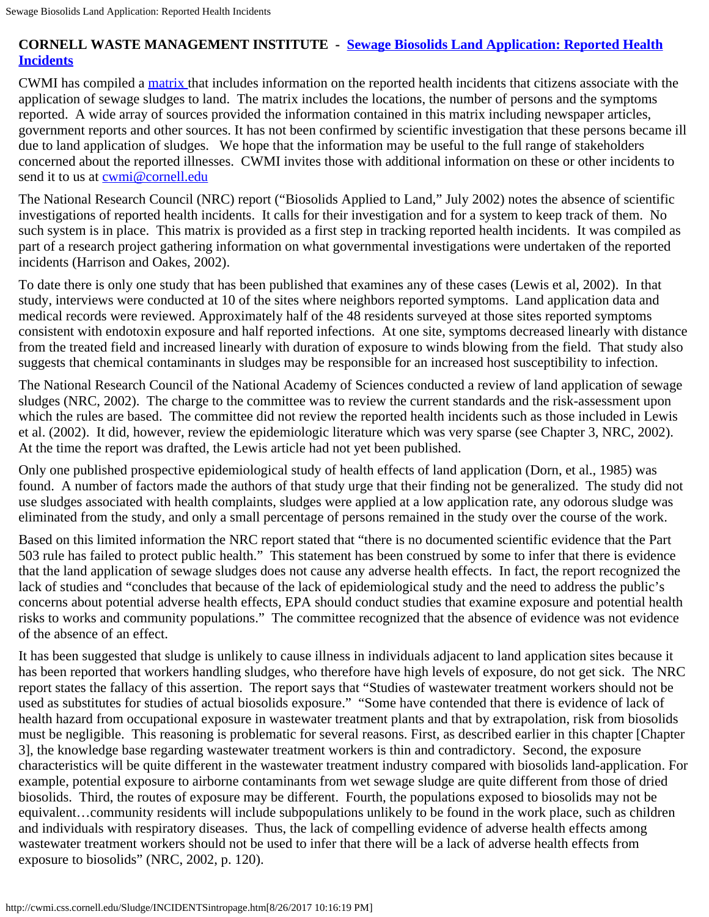**CORNELL WASTE MANAGEMENT INSTITUTE - Sewage Biosolids Land Application: Reported Health Incidents**

CWMI has compiled a matrix that includes information on the reported health incidents that citizens associate with the application of sewage sludges to land. The matrix includes the locations, the number of persons and the symptoms reported. A wide array of sources provided the information contained in this matrix including newspaper articles, government reports and other sources. It has not been confirmed by scientific investigation that these persons became ill due to land application of sludges. We hope that the information may be useful to the full range of stakeholders concerned about the reported illnesses. CWMI invites those with additional information on these or other incidents to send it to us at cwmi@cornell.edu

The National Research Council (NRC) report ("Biosolids Applied to Land," July 2002) notes the absence of scientific investigations of reported health incidents. It calls for their investigation and for a system to keep track of them. No such system is in place. This matrix is provided as a first step in tracking reported health incidents. It was compiled as part of a research project gathering information on what governmental investigations were undertaken of the reported incidents (Harrison and Oakes, 2002).

To date there is only one study that has been published that examines any of these cases (Lewis et al, 2002). In that study, interviews were conducted at 10 of the sites where neighbors reported symptoms. Land application data and medical records were reviewed. Approximately half of the 48 residents surveyed at those sites reported symptoms consistent with endotoxin exposure and half reported infections. At one site, symptoms decreased linearly with distance from the treated field and increased linearly with duration of exposure to winds blowing from the field. That study also suggests that chemical contaminants in sludges may be responsible for an increased host susceptibility to infection.

The National Research Council of the National Academy of Sciences conducted a review of land application of sewage sludges (NRC, 2002). The charge to the committee was to review the current standards and the risk-assessment upon which the rules are based. The committee did not review the reported health incidents such as those included in Lewis et al. (2002). It did, however, review the epidemiologic literature which was very sparse (see Chapter 3, NRC, 2002). At the time the report was drafted, the Lewis article had not yet been published.

Only one published prospective epidemiological study of health effects of land application (Dorn, et al., 1985) was found. A number of factors made the authors of that study urge that their finding not be generalized. The study did not use sludges associated with health complaints, sludges were applied at a low application rate, any odorous sludge was eliminated from the study, and only a small percentage of persons remained in the study over the course of the work.

Based on this limited information the NRC report stated that "there is no documented scientific evidence that the Part 503 rule has failed to protect public health." This statement has been construed by some to infer that there is evidence that the land application of sewage sludges does not cause any adverse health effects. In fact, the report recognized the lack of studies and "concludes that because of the lack of epidemiological study and the need to address the public's concerns about potential adverse health effects, EPA should conduct studies that examine exposure and potential health risks to works and community populations." The committee recognized that the absence of evidence was not evidence of the absence of an effect.

It has been suggested that sludge is unlikely to cause illness in individuals adjacent to land application sites because it has been reported that workers handling sludges, who therefore have high levels of exposure, do not get sick. The NRC report states the fallacy of this assertion. The report says that "Studies of wastewater treatment workers should not be used as substitutes for studies of actual biosolids exposure." "Some have contended that there is evidence of lack of health hazard from occupational exposure in wastewater treatment plants and that by extrapolation, risk from biosolids must be negligible. This reasoning is problematic for several reasons. First, as described earlier in this chapter [Chapter 3], the knowledge base regarding wastewater treatment workers is thin and contradictory. Second, the exposure characteristics will be quite different in the wastewater treatment industry compared with biosolids land-application. For example, potential exposure to airborne contaminants from wet sewage sludge are quite different from those of dried biosolids. Third, the routes of exposure may be different. Fourth, the populations exposed to biosolids may not be equivalent…community residents will include subpopulations unlikely to be found in the work place, such as children and individuals with respiratory diseases. Thus, the lack of compelling evidence of adverse health effects among wastewater treatment workers should not be used to infer that there will be a lack of adverse health effects from exposure to biosolids" (NRC, 2002, p. 120).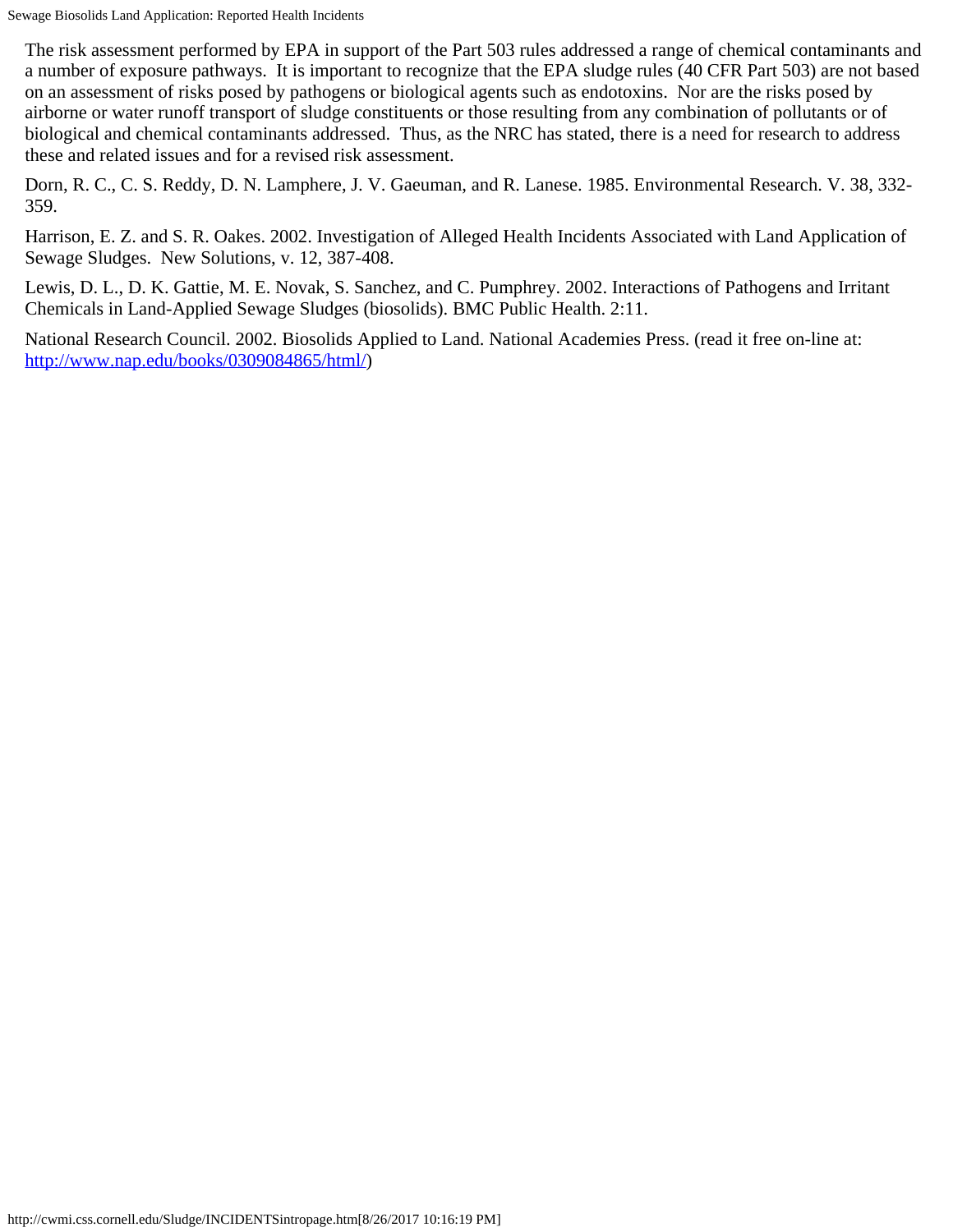The risk assessment performed by EPA in support of the Part 503 rules addressed a range of chemical contaminants and a number of exposure pathways. It is important to recognize that the EPA sludge rules (40 CFR Part 503) are not based on an assessment of risks posed by pathogens or biological agents such as endotoxins. Nor are the risks posed by airborne or water runoff transport of sludge constituents or those resulting from any combination of pollutants or of biological and chemical contaminants addressed. Thus, as the NRC has stated, there is a need for research to address these and related issues and for a revised risk assessment.

Dorn, R. C., C. S. Reddy, D. N. Lamphere, J. V. Gaeuman, and R. Lanese. 1985. Environmental Research. V. 38, 332-359.

Harrison, E. Z. and S. R. Oakes. 2002. Investigation of Alleged Health Incidents Associated with Land Application of Sewage Sludges. New Solutions, v. 12, 387-408.

Lewis, D. L., D. K. Gattie, M. E. Novak, S. Sanchez, and C. Pumphrey. 2002. Interactions of Pathogens and Irritant Chemicals in Land-Applied Sewage Sludges (biosolids). BMC Public Health. 2:11.

National Research Council. 2002. Biosolids Applied to Land. National Academies Press. (read it free on-line at: http://www.nap.edu/books/0309084865/html/)